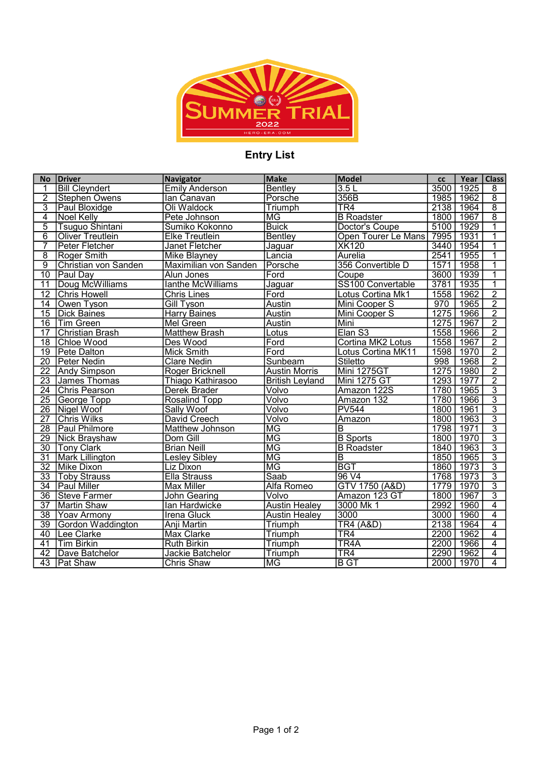SUMMER TRIAL 2022

HERO-ERA.COM

## Entry List

| No | Driver | Navigator | Make | Model | cc | Year | Class |
|---|---|---|---|---|---|---|---|
| 1 | Bill Cleyndert | Emily Anderson | Bentley | 3.5 L | 3500 | 1925 | 8 |
| 2 | Stephen Owens | Ian Canavan | Porsche | 356B | 1985 | 1962 | 8 |
| 3 | Paul Bloxidge | Oli Waldock | Triumph | TR4 | 2138 | 1964 | 8 |
| 4 | Noel Kelly | Pete Johnson | MG | B Roadster | 1800 | 1967 | 8 |
| 5 | Tsuguo Shintani | Sumiko Kokonno | Buick | Doctor's Coupe | 5100 | 1929 | 1 |
| 6 | Oliver Treutlein | Elke Treutlein | Bentley | Open Tourer Le Mans | 7995 | 1931 | 1 |
| 7 | Peter Fletcher | Janet Fletcher | Jaguar | XK120 | 3440 | 1954 | 1 |
| 8 | Roger Smith | Mike Blayney | Lancia | Aurelia | 2541 | 1955 | 1 |
| 9 | Christian von Sanden | Maximilian von Sanden | Porsche | 356 Convertible D | 1571 | 1958 | 1 |
| 10 | Paul Day | Alun Jones | Ford | Coupe | 3600 | 1939 | 1 |
| 11 | Doug McWilliams | Ianthe McWilliams | Jaguar | SS100 Convertable | 3781 | 1935 | 1 |
| 12 | Chris Howell | Chris Lines | Ford | Lotus Cortina Mk1 | 1558 | 1962 | 2 |
| 14 | Owen Tyson | Gill Tyson | Austin | Mini Cooper S | 970 | 1965 | 2 |
| 15 | Dick Baines | Harry Baines | Austin | Mini Cooper S | 1275 | 1966 | 2 |
| 16 | Tim Green | Mel Green | Austin | Mini | 1275 | 1967 | 2 |
| 17 | Christian Brash | Matthew Brash | Lotus | Elan S3 | 1558 | 1966 | 2 |
| 18 | Chloe Wood | Des Wood | Ford | Cortina MK2 Lotus | 1558 | 1967 | 2 |
| 19 | Pete Dalton | Mick Smith | Ford | Lotus Cortina MK11 | 1598 | 1970 | 2 |
| 20 | Peter Nedin | Clare Nedin | Sunbeam | Stiletto | 998 | 1968 | 2 |
| 22 | Andy Simpson | Roger Bricknell | Austin Morris | Mini 1275GT | 1275 | 1980 | 2 |
| 23 | James Thomas | Thiago Kathirasoo | British Leyland | Mini 1275 GT | 1293 | 1977 | 2 |
| 24 | Chris Pearson | Derek Brader | Volvo | Amazon 122S | 1780 | 1965 | 3 |
| 25 | George Topp | Rosalind Topp | Volvo | Amazon 132 | 1780 | 1966 | 3 |
| 26 | Nigel Woof | Sally Woof | Volvo | PV544 | 1800 | 1961 | 3 |
| 27 | Chris Wilks | David Creech | Volvo | Amazon | 1800 | 1963 | 3 |
| 28 | Paul Philmore | Matthew Johnson | MG | B | 1798 | 1971 | 3 |
| 29 | Nick Brayshaw | Dom Gill | MG | B Sports | 1800 | 1970 | 3 |
| 30 | Tony Clark | Brian Neill | MG | B Roadster | 1840 | 1963 | 3 |
| 31 | Mark Lillington | Lesley Sibley | MG | B | 1850 | 1965 | 3 |
| 32 | Mike Dixon | Liz Dixon | MG | BGT | 1860 | 1973 | 3 |
| 33 | Toby Strauss | Ella Strauss | Saab | 96 V4 | 1768 | 1973 | 3 |
| 34 | Paul Miller | Max Miller | Alfa Romeo | GTV 1750 (A&D) | 1779 | 1970 | 3 |
| 36 | Steve Farmer | John Gearing | Volvo | Amazon 123 GT | 1800 | 1967 | 3 |
| 37 | Martin Shaw | Ian Hardwicke | Austin Healey | 3000 Mk 1 | 2992 | 1960 | 4 |
| 38 | Yoav Armony | Irena Gluck | Austin Healey | 3000 | 3000 | 1960 | 4 |
| 39 | Gordon Waddington | Anji Martin | Triumph | TR4 (A&D) | 2138 | 1964 | 4 |
| 40 | Lee Clarke | Max Clarke | Triumph | TR4 | 2200 | 1962 | 4 |
| 41 | Tim Birkin | Ruth Birkin | Triumph | TR4A | 2200 | 1966 | 4 |
| 42 | Dave Batchelor | Jackie Batchelor | Triumph | TR4 | 2290 | 1962 | 4 |
| 43 | Pat Shaw | Chris Shaw | MG | B GT | 2000 | 1970 | 4 |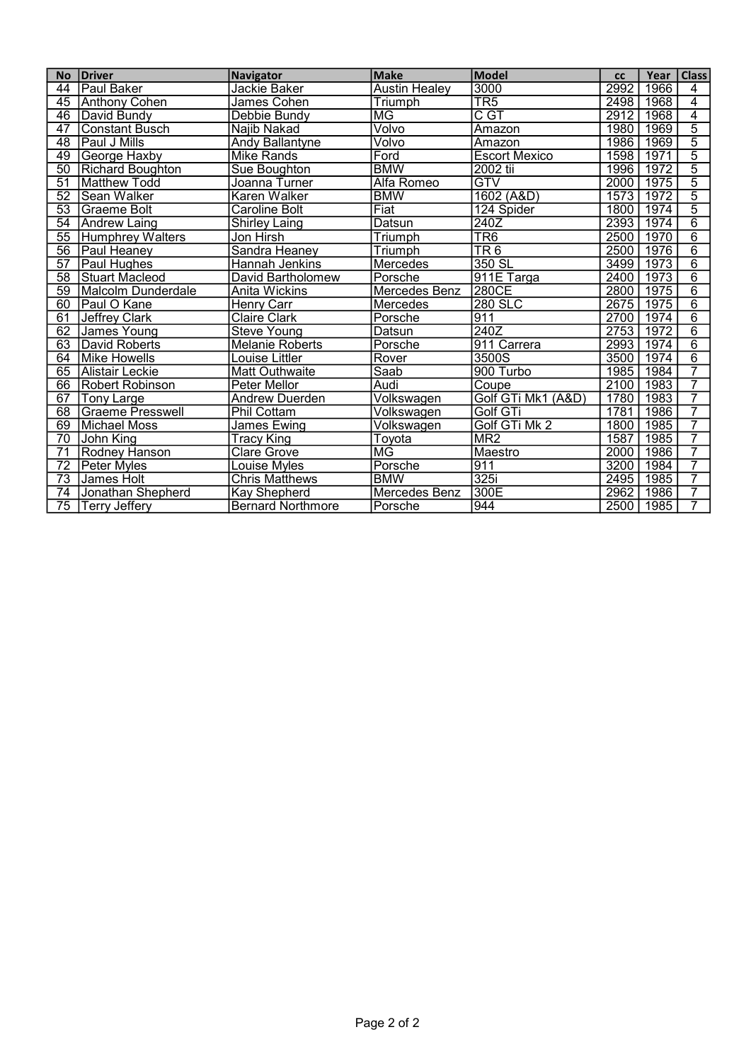| No | Driver | Navigator | Make | Model | cc | Year | Class |
|---|---|---|---|---|---|---|---|
| 44 | Paul Baker | Jackie Baker | Austin Healey | 3000 | 2992 | 1966 | 4 |
| 45 | Anthony Cohen | James Cohen | Triumph | TR5 | 2498 | 1968 | 4 |
| 46 | David Bundy | Debbie Bundy | MG | C GT | 2912 | 1968 | 4 |
| 47 | Constant Busch | Najib Nakad | Volvo | Amazon | 1980 | 1969 | 5 |
| 48 | Paul J Mills | Andy Ballantyne | Volvo | Amazon | 1986 | 1969 | 5 |
| 49 | George Haxby | Mike Rands | Ford | Escort Mexico | 1598 | 1971 | 5 |
| 50 | Richard Boughton | Sue Boughton | BMW | 2002 tii | 1996 | 1972 | 5 |
| 51 | Matthew Todd | Joanna Turner | Alfa Romeo | GTV | 2000 | 1975 | 5 |
| 52 | Sean Walker | Karen Walker | BMW | 1602 (A&D) | 1573 | 1972 | 5 |
| 53 | Graeme Bolt | Caroline Bolt | Fiat | 124 Spider | 1800 | 1974 | 5 |
| 54 | Andrew Laing | Shirley Laing | Datsun | 240Z | 2393 | 1974 | 6 |
| 55 | Humphrey Walters | Jon Hirsh | Triumph | TR6 | 2500 | 1970 | 6 |
| 56 | Paul Heaney | Sandra Heaney | Triumph | TR 6 | 2500 | 1976 | 6 |
| 57 | Paul Hughes | Hannah Jenkins | Mercedes | 350 SL | 3499 | 1973 | 6 |
| 58 | Stuart Macleod | David Bartholomew | Porsche | 911E Targa | 2400 | 1973 | 6 |
| 59 | Malcolm Dunderdale | Anita Wickins | Mercedes Benz | 280CE | 2800 | 1975 | 6 |
| 60 | Paul O Kane | Henry Carr | Mercedes | 280 SLC | 2675 | 1975 | 6 |
| 61 | Jeffrey Clark | Claire Clark | Porsche | 911 | 2700 | 1974 | 6 |
| 62 | James Young | Steve Young | Datsun | 240Z | 2753 | 1972 | 6 |
| 63 | David Roberts | Melanie Roberts | Porsche | 911 Carrera | 2993 | 1974 | 6 |
| 64 | Mike Howells | Louise Littler | Rover | 3500S | 3500 | 1974 | 6 |
| 65 | Alistair Leckie | Matt Outhwaite | Saab | 900 Turbo | 1985 | 1984 | 7 |
| 66 | Robert Robinson | Peter Mellor | Audi | Coupe | 2100 | 1983 | 7 |
| 67 | Tony Large | Andrew Duerden | Volkswagen | Golf GTi Mk1 (A&D) | 1780 | 1983 | 7 |
| 68 | Graeme Presswell | Phil Cottam | Volkswagen | Golf GTi | 1781 | 1986 | 7 |
| 69 | Michael Moss | James Ewing | Volkswagen | Golf GTi Mk 2 | 1800 | 1985 | 7 |
| 70 | John King | Tracy King | Toyota | MR2 | 1587 | 1985 | 7 |
| 71 | Rodney Hanson | Clare Grove | MG | Maestro | 2000 | 1986 | 7 |
| 72 | Peter Myles | Louise Myles | Porsche | 911 | 3200 | 1984 | 7 |
| 73 | James Holt | Chris Matthews | BMW | 325i | 2495 | 1985 | 7 |
| 74 | Jonathan Shepherd | Kay Shepherd | Mercedes Benz | 300E | 2962 | 1986 | 7 |
| 75 | Terry Jeffery | Bernard Northmore | Porsche | 944 | 2500 | 1985 | 7 |